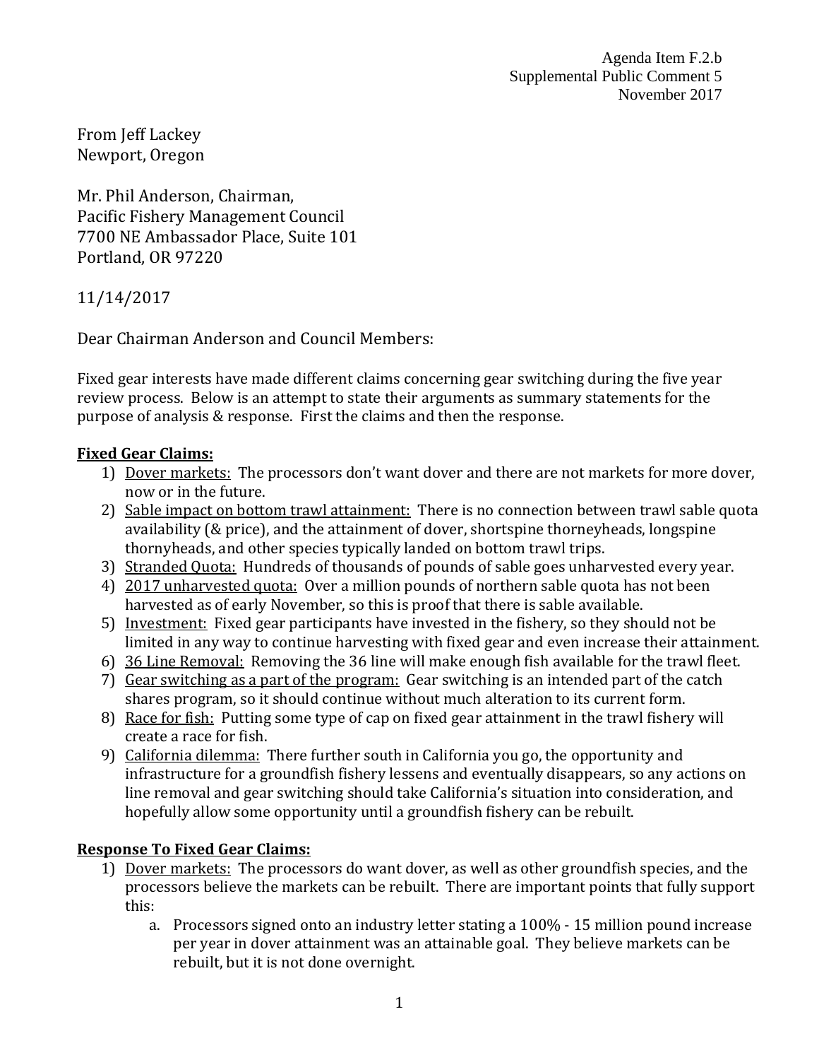Agenda Item F.2.b
Supplemental Public Comment 5
November 2017

From Jeff Lackey
Newport, Oregon

Mr. Phil Anderson, Chairman,
Pacific Fishery Management Council
7700 NE Ambassador Place, Suite 101
Portland, OR 97220

11/14/2017

Dear Chairman Anderson and Council Members:

Fixed gear interests have made different claims concerning gear switching during the five year review process. Below is an attempt to state their arguments as summary statements for the purpose of analysis & response. First the claims and then the response.

**Fixed Gear Claims:**

1) Dover markets: The processors don't want dover and there are not markets for more dover, now or in the future.
2) Sable impact on bottom trawl attainment: There is no connection between trawl sable quota availability (& price), and the attainment of dover, shortspine thorneyheads, longspine thornyheads, and other species typically landed on bottom trawl trips.
3) Stranded Quota: Hundreds of thousands of pounds of sable goes unharvested every year.
4) 2017 unharvested quota: Over a million pounds of northern sable quota has not been harvested as of early November, so this is proof that there is sable available.
5) Investment: Fixed gear participants have invested in the fishery, so they should not be limited in any way to continue harvesting with fixed gear and even increase their attainment.
6) 36 Line Removal: Removing the 36 line will make enough fish available for the trawl fleet.
7) Gear switching as a part of the program: Gear switching is an intended part of the catch shares program, so it should continue without much alteration to its current form.
8) Race for fish: Putting some type of cap on fixed gear attainment in the trawl fishery will create a race for fish.
9) California dilemma: There further south in California you go, the opportunity and infrastructure for a groundfish fishery lessens and eventually disappears, so any actions on line removal and gear switching should take California's situation into consideration, and hopefully allow some opportunity until a groundfish fishery can be rebuilt.

**Response To Fixed Gear Claims:**

1) Dover markets: The processors do want dover, as well as other groundfish species, and the processors believe the markets can be rebuilt. There are important points that fully support this:
   a. Processors signed onto an industry letter stating a 100% - 15 million pound increase per year in dover attainment was an attainable goal. They believe markets can be rebuilt, but it is not done overnight.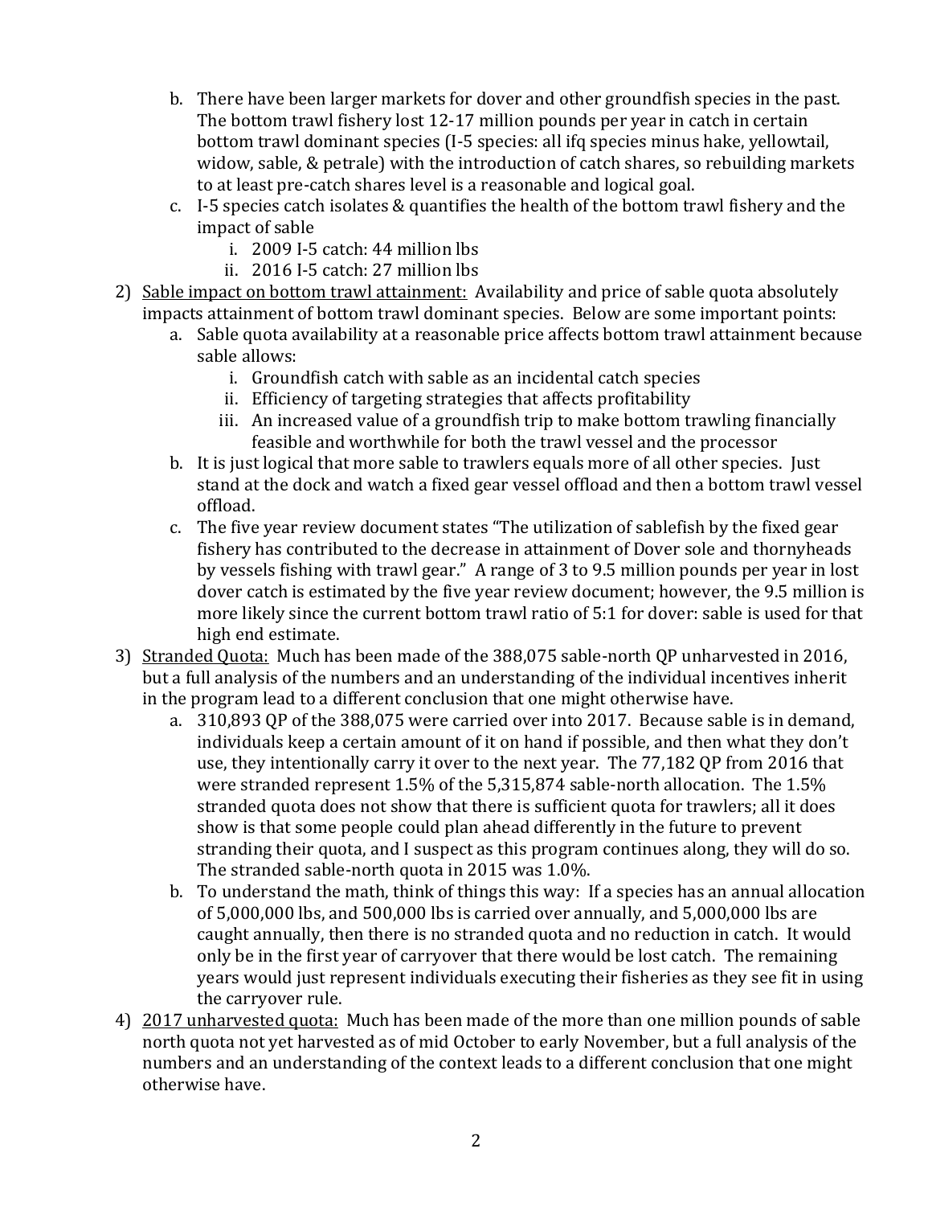b. There have been larger markets for dover and other groundfish species in the past. The bottom trawl fishery lost 12-17 million pounds per year in catch in certain bottom trawl dominant species (I-5 species: all ifq species minus hake, yellowtail, widow, sable, & petrale) with the introduction of catch shares, so rebuilding markets to at least pre-catch shares level is a reasonable and logical goal.
   c. I-5 species catch isolates & quantifies the health of the bottom trawl fishery and the impact of sable
      i. 2009 I-5 catch: 44 million lbs
      ii. 2016 I-5 catch: 27 million lbs
2) <u>Sable impact on bottom trawl attainment:</u> Availability and price of sable quota absolutely impacts attainment of bottom trawl dominant species. Below are some important points:
   a. Sable quota availability at a reasonable price affects bottom trawl attainment because sable allows:
      i. Groundfish catch with sable as an incidental catch species
      ii. Efficiency of targeting strategies that affects profitability
      iii. An increased value of a groundfish trip to make bottom trawling financially feasible and worthwhile for both the trawl vessel and the processor
   b. It is just logical that more sable to trawlers equals more of all other species. Just stand at the dock and watch a fixed gear vessel offload and then a bottom trawl vessel offload.
   c. The five year review document states "The utilization of sablefish by the fixed gear fishery has contributed to the decrease in attainment of Dover sole and thornyheads by vessels fishing with trawl gear." A range of 3 to 9.5 million pounds per year in lost dover catch is estimated by the five year review document; however, the 9.5 million is more likely since the current bottom trawl ratio of 5:1 for dover: sable is used for that high end estimate.
3) <u>Stranded Quota:</u> Much has been made of the 388,075 sable-north QP unharvested in 2016, but a full analysis of the numbers and an understanding of the individual incentives inherit in the program lead to a different conclusion that one might otherwise have.
   a. 310,893 QP of the 388,075 were carried over into 2017. Because sable is in demand, individuals keep a certain amount of it on hand if possible, and then what they don't use, they intentionally carry it over to the next year. The 77,182 QP from 2016 that were stranded represent 1.5% of the 5,315,874 sable-north allocation. The 1.5% stranded quota does not show that there is sufficient quota for trawlers; all it does show is that some people could plan ahead differently in the future to prevent stranding their quota, and I suspect as this program continues along, they will do so. The stranded sable-north quota in 2015 was 1.0%.
   b. To understand the math, think of things this way: If a species has an annual allocation of 5,000,000 lbs, and 500,000 lbs is carried over annually, and 5,000,000 lbs are caught annually, then there is no stranded quota and no reduction in catch. It would only be in the first year of carryover that there would be lost catch. The remaining years would just represent individuals executing their fisheries as they see fit in using the carryover rule.
4) <u>2017 unharvested quota:</u> Much has been made of the more than one million pounds of sable north quota not yet harvested as of mid October to early November, but a full analysis of the numbers and an understanding of the context leads to a different conclusion that one might otherwise have.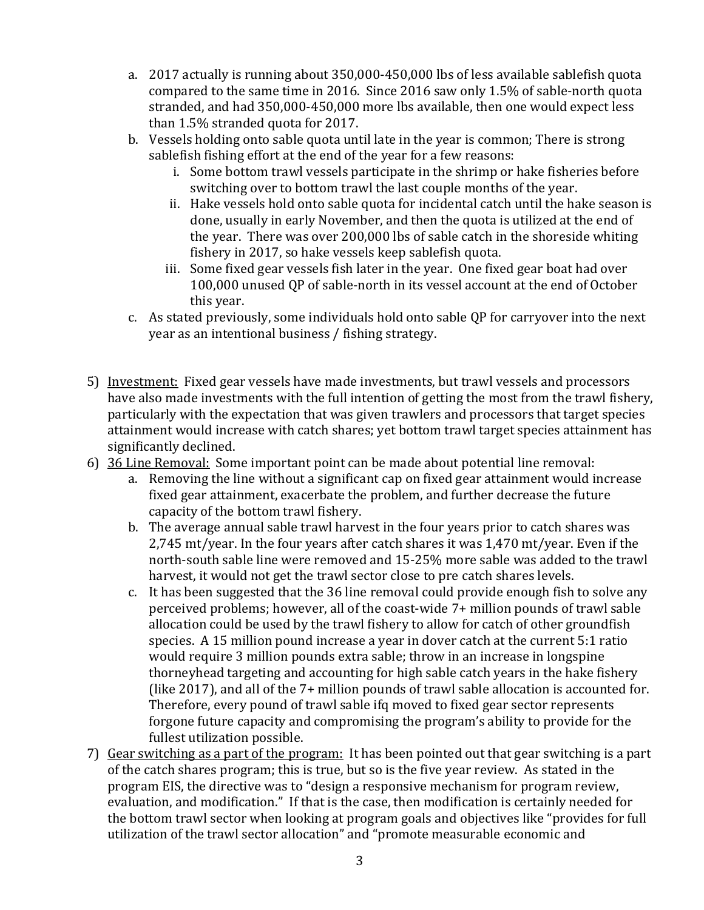a. 2017 actually is running about 350,000-450,000 lbs of less available sablefish quota compared to the same time in 2016. Since 2016 saw only 1.5% of sable-north quota stranded, and had 350,000-450,000 more lbs available, then one would expect less than 1.5% stranded quota for 2017.
   b. Vessels holding onto sable quota until late in the year is common; There is strong sablefish fishing effort at the end of the year for a few reasons:
      i. Some bottom trawl vessels participate in the shrimp or hake fisheries before switching over to bottom trawl the last couple months of the year.
      ii. Hake vessels hold onto sable quota for incidental catch until the hake season is done, usually in early November, and then the quota is utilized at the end of the year. There was over 200,000 lbs of sable catch in the shoreside whiting fishery in 2017, so hake vessels keep sablefish quota.
      iii. Some fixed gear vessels fish later in the year. One fixed gear boat had over 100,000 unused QP of sable-north in its vessel account at the end of October this year.
   c. As stated previously, some individuals hold onto sable QP for carryover into the next year as an intentional business / fishing strategy.

5) <u>Investment:</u> Fixed gear vessels have made investments, but trawl vessels and processors have also made investments with the full intention of getting the most from the trawl fishery, particularly with the expectation that was given trawlers and processors that target species attainment would increase with catch shares; yet bottom trawl target species attainment has significantly declined.
6) <u>36 Line Removal:</u> Some important point can be made about potential line removal:
   a. Removing the line without a significant cap on fixed gear attainment would increase fixed gear attainment, exacerbate the problem, and further decrease the future capacity of the bottom trawl fishery.
   b. The average annual sable trawl harvest in the four years prior to catch shares was 2,745 mt/year. In the four years after catch shares it was 1,470 mt/year. Even if the north-south sable line were removed and 15-25% more sable was added to the trawl harvest, it would not get the trawl sector close to pre catch shares levels.
   c. It has been suggested that the 36 line removal could provide enough fish to solve any perceived problems; however, all of the coast-wide 7+ million pounds of trawl sable allocation could be used by the trawl fishery to allow for catch of other groundfish species. A 15 million pound increase a year in dover catch at the current 5:1 ratio would require 3 million pounds extra sable; throw in an increase in longspine thorneyhead targeting and accounting for high sable catch years in the hake fishery (like 2017), and all of the 7+ million pounds of trawl sable allocation is accounted for. Therefore, every pound of trawl sable ifq moved to fixed gear sector represents forgone future capacity and compromising the program's ability to provide for the fullest utilization possible.
7) <u>Gear switching as a part of the program:</u> It has been pointed out that gear switching is a part of the catch shares program; this is true, but so is the five year review. As stated in the program EIS, the directive was to "design a responsive mechanism for program review, evaluation, and modification." If that is the case, then modification is certainly needed for the bottom trawl sector when looking at program goals and objectives like "provides for full utilization of the trawl sector allocation" and "promote measurable economic and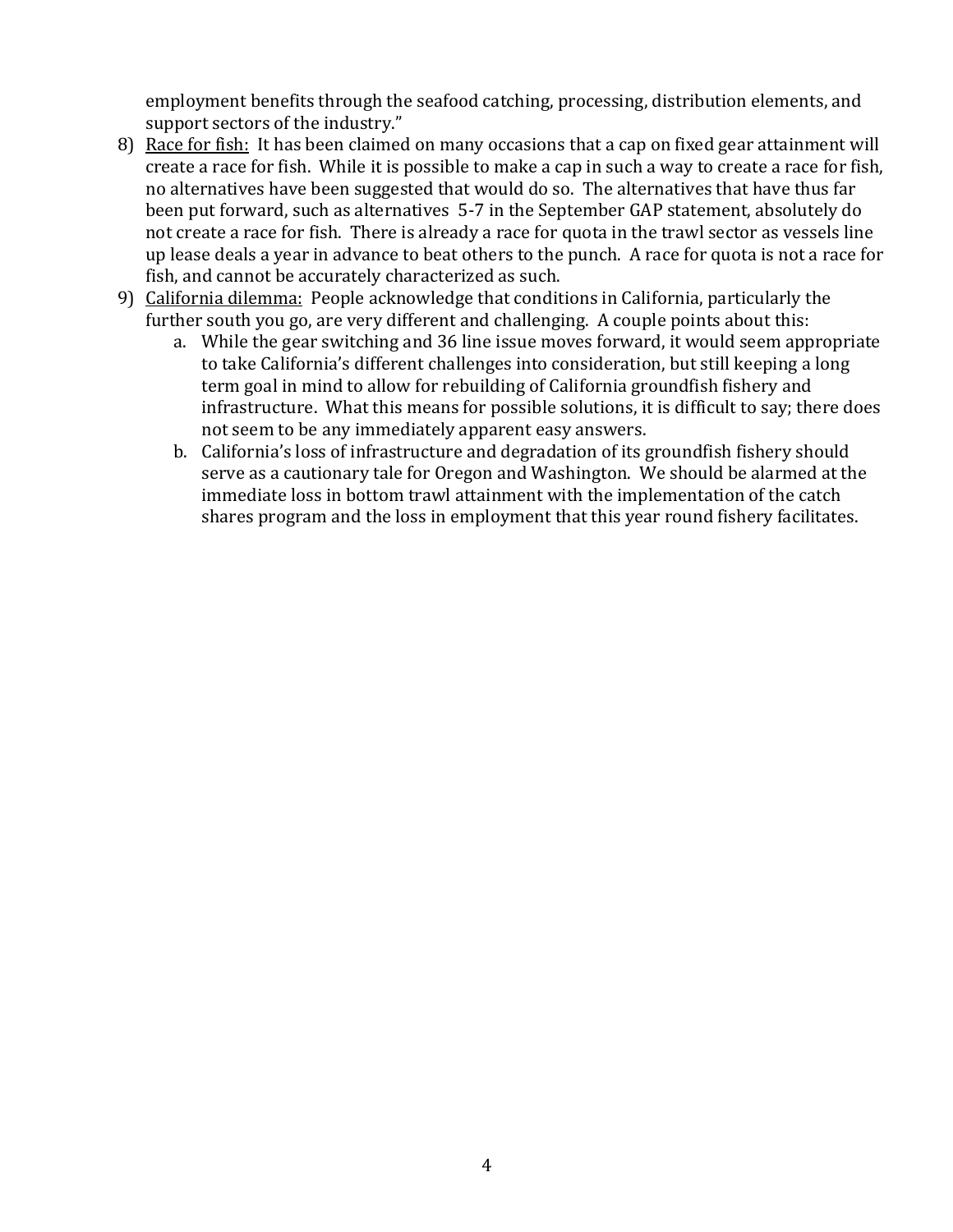employment benefits through the seafood catching, processing, distribution elements, and support sectors of the industry."

8) Race for fish: It has been claimed on many occasions that a cap on fixed gear attainment will create a race for fish. While it is possible to make a cap in such a way to create a race for fish, no alternatives have been suggested that would do so. The alternatives that have thus far been put forward, such as alternatives 5-7 in the September GAP statement, absolutely do not create a race for fish. There is already a race for quota in the trawl sector as vessels line up lease deals a year in advance to beat others to the punch. A race for quota is not a race for fish, and cannot be accurately characterized as such.
9) California dilemma: People acknowledge that conditions in California, particularly the further south you go, are very different and challenging. A couple points about this:
    a. While the gear switching and 36 line issue moves forward, it would seem appropriate to take California's different challenges into consideration, but still keeping a long term goal in mind to allow for rebuilding of California groundfish fishery and infrastructure. What this means for possible solutions, it is difficult to say; there does not seem to be any immediately apparent easy answers.
    b. California's loss of infrastructure and degradation of its groundfish fishery should serve as a cautionary tale for Oregon and Washington. We should be alarmed at the immediate loss in bottom trawl attainment with the implementation of the catch shares program and the loss in employment that this year round fishery facilitates.